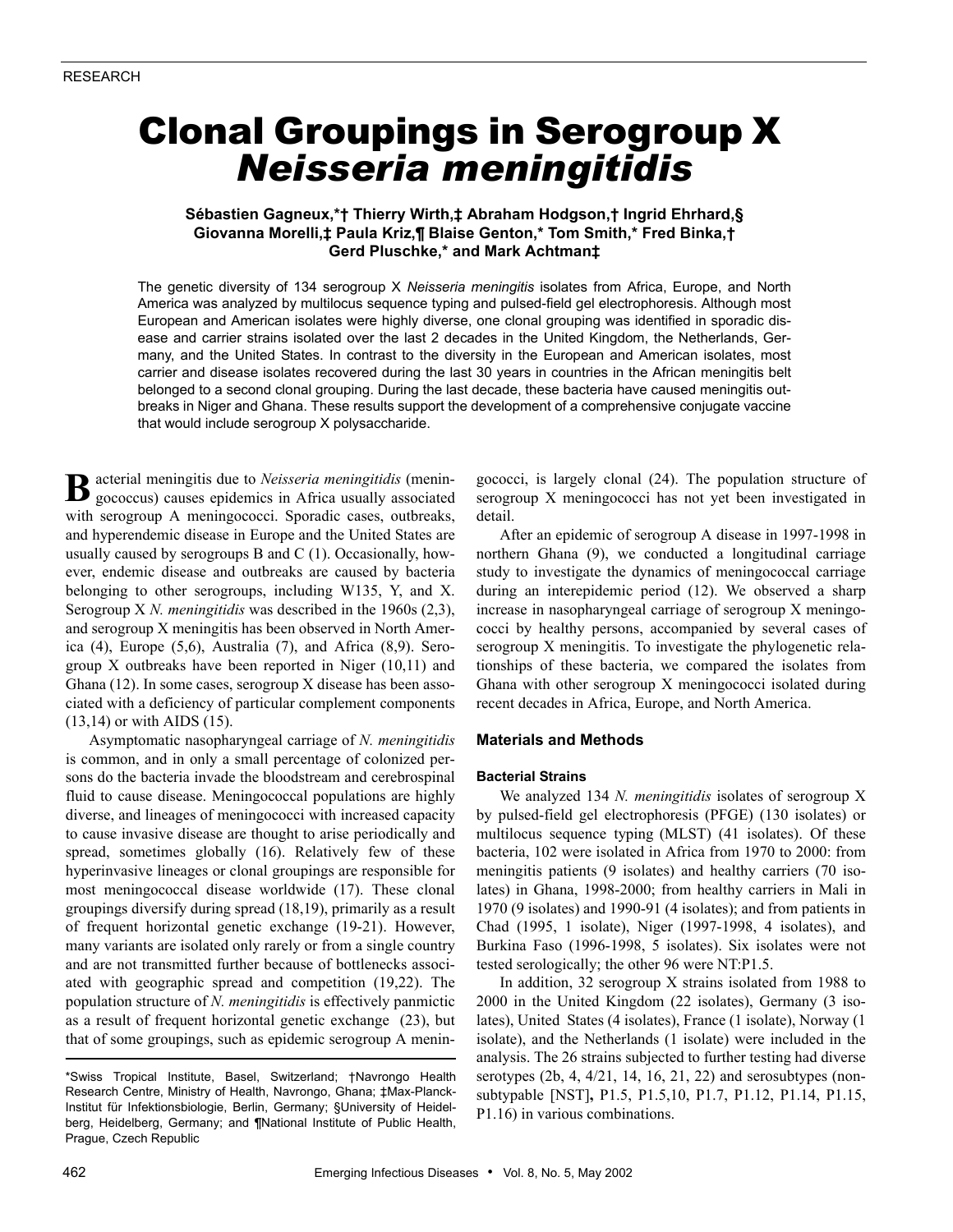RESEARCH

# Clonal Groupings in Serogroup X *Neisseria meningitidis*

**Sébastien Gagneux,\*† Thierry Wirth,‡ Abraham Hodgson,† Ingrid Ehrhard,§ Giovanna Morelli,‡ Paula Kriz,¶ Blaise Genton,\* Tom Smith,\* Fred Binka,† Gerd Pluschke,\* and Mark Achtman‡**

The genetic diversity of 134 serogroup X *Neisseria meningitis* isolates from Africa, Europe, and North America was analyzed by multilocus sequence typing and pulsed-field gel electrophoresis. Although most European and American isolates were highly diverse, one clonal grouping was identified in sporadic disease and carrier strains isolated over the last 2 decades in the United Kingdom, the Netherlands, Germany, and the United States. In contrast to the diversity in the European and American isolates, most carrier and disease isolates recovered during the last 30 years in countries in the African meningitis belt belonged to a second clonal grouping. During the last decade, these bacteria have caused meningitis outbreaks in Niger and Ghana. These results support the development of a comprehensive conjugate vaccine that would include serogroup X polysaccharide.

Bacterial meningitis due to *Neisseria meningitidis* (meningococcus) causes epidemics in Africa usually associated with serogroup A meningococci. Sporadic cases, outbreaks, and hyperendemic disease in Europe and the United States are usually caused by serogroups B and C (1). Occasionally, however, endemic disease and outbreaks are caused by bacteria belonging to other serogroups, including W135, Y, and X. Serogroup X *N. meningitidis* was described in the 1960s (2,3), and serogroup X meningitis has been observed in North America (4), Europe (5,6), Australia (7), and Africa (8,9). Serogroup X outbreaks have been reported in Niger (10,11) and Ghana (12). In some cases, serogroup X disease has been associated with a deficiency of particular complement components (13,14) or with AIDS (15).

Asymptomatic nasopharyngeal carriage of *N. meningitidis* is common, and in only a small percentage of colonized persons do the bacteria invade the bloodstream and cerebrospinal fluid to cause disease. Meningococcal populations are highly diverse, and lineages of meningococci with increased capacity to cause invasive disease are thought to arise periodically and spread, sometimes globally (16). Relatively few of these hyperinvasive lineages or clonal groupings are responsible for most meningococcal disease worldwide (17). These clonal groupings diversify during spread (18,19), primarily as a result of frequent horizontal genetic exchange (19-21). However, many variants are isolated only rarely or from a single country and are not transmitted further because of bottlenecks associated with geographic spread and competition (19,22). The population structure of *N. meningitidis* is effectively panmictic as a result of frequent horizontal genetic exchange (23), but that of some groupings, such as epidemic serogroup A meningococci, is largely clonal (24). The population structure of serogroup X meningococci has not yet been investigated in detail.

After an epidemic of serogroup A disease in 1997-1998 in northern Ghana (9), we conducted a longitudinal carriage study to investigate the dynamics of meningococcal carriage during an interepidemic period (12). We observed a sharp increase in nasopharyngeal carriage of serogroup X meningococci by healthy persons, accompanied by several cases of serogroup X meningitis. To investigate the phylogenetic relationships of these bacteria, we compared the isolates from Ghana with other serogroup X meningococci isolated during recent decades in Africa, Europe, and North America.

## Materials and Methods

### Bacterial Strains

We analyzed 134 *N. meningitidis* isolates of serogroup X by pulsed-field gel electrophoresis (PFGE) (130 isolates) or multilocus sequence typing (MLST) (41 isolates). Of these bacteria, 102 were isolated in Africa from 1970 to 2000: from meningitis patients (9 isolates) and healthy carriers (70 isolates) in Ghana, 1998-2000; from healthy carriers in Mali in 1970 (9 isolates) and 1990-91 (4 isolates); and from patients in Chad (1995, 1 isolate), Niger (1997-1998, 4 isolates), and Burkina Faso (1996-1998, 5 isolates). Six isolates were not tested serologically; the other 96 were NT:P1.5.

In addition, 32 serogroup X strains isolated from 1988 to 2000 in the United Kingdom (22 isolates), Germany (3 isolates), United States (4 isolates), France (1 isolate), Norway (1 isolate), and the Netherlands (1 isolate) were included in the analysis. The 26 strains subjected to further testing had diverse serotypes (2b, 4, 4/21, 14, 16, 21, 22) and serosubtypes (nonsubtypable [NST], P1.5, P1.5,10, P1.7, P1.12, P1.14, P1.15, P1.16) in various combinations.

\*Swiss Tropical Institute, Basel, Switzerland; †Navrongo Health Research Centre, Ministry of Health, Navrongo, Ghana; ‡Max-Planck-Institut für Infektionsbiologie, Berlin, Germany; §University of Heidelberg, Heidelberg, Germany; and ¶National Institute of Public Health, Prague, Czech Republic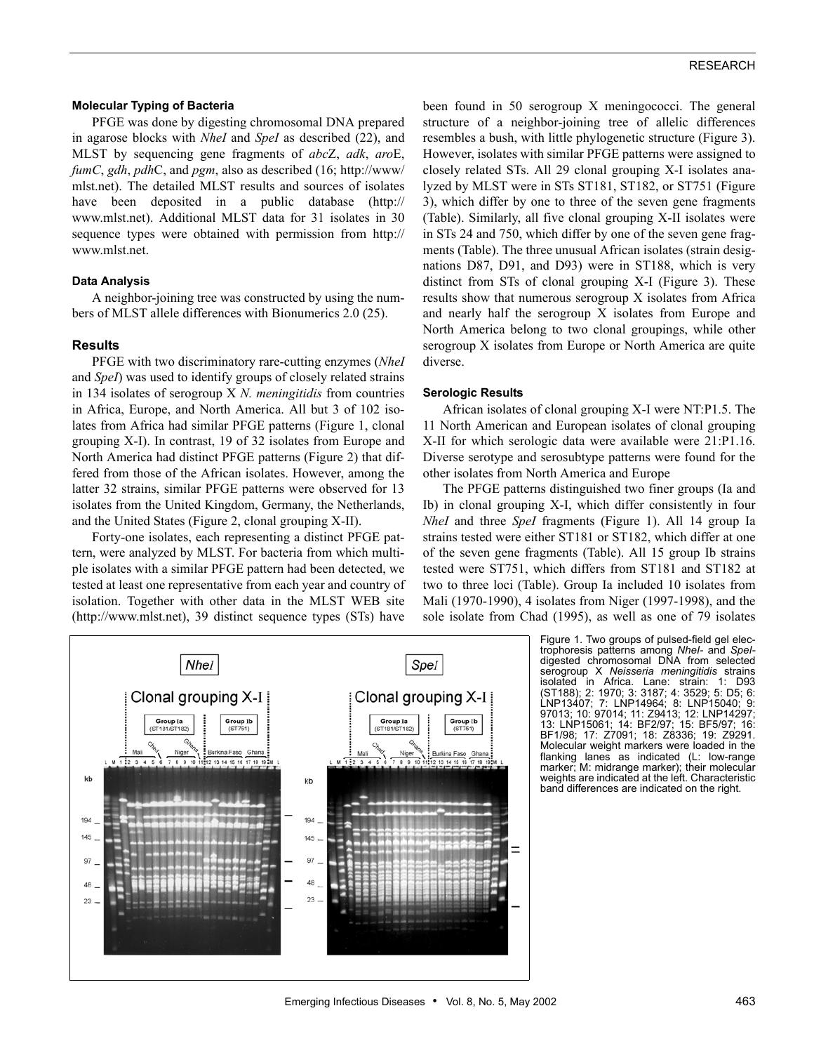#### Molecular Typing of Bacteria

PFGE was done by digesting chromosomal DNA prepared in agarose blocks with *NheI* and *SpeI* as described (22), and MLST by sequencing gene fragments of *abc*Z, *adk*, *aro*E, *fumC*, *gdh*, *pdh*C, and *pgm*, also as described (16; http://www/mlst.net). The detailed MLST results and sources of isolates have been deposited in a public database (http://www.mlst.net). Additional MLST data for 31 isolates in 30 sequence types were obtained with permission from http://www.mlst.net.

#### Data Analysis

A neighbor-joining tree was constructed by using the numbers of MLST allele differences with Bionumerics 2.0 (25).

### Results

PFGE with two discriminatory rare-cutting enzymes (*NheI* and *SpeI*) was used to identify groups of closely related strains in 134 isolates of serogroup X *N. meningitidis* from countries in Africa, Europe, and North America. All but 3 of 102 isolates from Africa had similar PFGE patterns (Figure 1, clonal grouping X-I). In contrast, 19 of 32 isolates from Europe and North America had distinct PFGE patterns (Figure 2) that differed from those of the African isolates. However, among the latter 32 strains, similar PFGE patterns were observed for 13 isolates from the United Kingdom, Germany, the Netherlands, and the United States (Figure 2, clonal grouping X-II).

Forty-one isolates, each representing a distinct PFGE pattern, were analyzed by MLST. For bacteria from which multiple isolates with a similar PFGE pattern had been detected, we tested at least one representative from each year and country of isolation. Together with other data in the MLST WEB site (http://www.mlst.net), 39 distinct sequence types (STs) have been found in 50 serogroup X meningococci. The general structure of a neighbor-joining tree of allelic differences resembles a bush, with little phylogenetic structure (Figure 3). However, isolates with similar PFGE patterns were assigned to closely related STs. All 29 clonal grouping X-I isolates analyzed by MLST were in STs ST181, ST182, or ST751 (Figure 3), which differ by one to three of the seven gene fragments (Table). Similarly, all five clonal grouping X-II isolates were in STs 24 and 750, which differ by one of the seven gene fragments (Table). The three unusual African isolates (strain designations D87, D91, and D93) were in ST188, which is very distinct from STs of clonal grouping X-I (Figure 3). These results show that numerous serogroup X isolates from Africa and nearly half the serogroup X isolates from Europe and North America belong to two clonal groupings, while other serogroup X isolates from Europe or North America are quite diverse.

#### Serologic Results

African isolates of clonal grouping X-I were NT:P1.5. The 11 North American and European isolates of clonal grouping X-II for which serologic data were available were 21:P1.16. Diverse serotype and serosubtype patterns were found for the other isolates from North America and Europe

The PFGE patterns distinguished two finer groups (Ia and Ib) in clonal grouping X-I, which differ consistently in four *NheI* and three *SpeI* fragments (Figure 1). All 14 group Ia strains tested were either ST181 or ST182, which differ at one of the seven gene fragments (Table). All 15 group Ib strains tested were ST751, which differs from ST181 and ST182 at two to three loci (Table). Group Ia included 10 isolates from Mali (1970-1990), 4 isolates from Niger (1997-1998), and the sole isolate from Chad (1995), as well as one of 79 isolates

Figure 1. Two groups of pulsed-field gel electrophoresis patterns among *NheI*- and *SpeI*-digested chromosomal DNA from selected serogroup X *Neisseria meningitidis* strains isolated in Africa. Lane: strain: 1: D93 (ST188); 2: 1970; 3: 3187; 4: 3529; 5: D5; 6: LNP13407; 7: LNP14964; 8: LNP15040; 9: 97013; 10: 97014; 11: Z9413; 12: LNP14297; 13: LNP15061; 14: BF2/97; 15: BF5/97; 16: BF1/98; 17: Z7091; 18: Z8336; 19: Z9291. Molecular weight markers were loaded in the flanking lanes as indicated (L: low-range marker; M: midrange marker); their molecular weights are indicated at the left. Characteristic band differences are indicated on the right.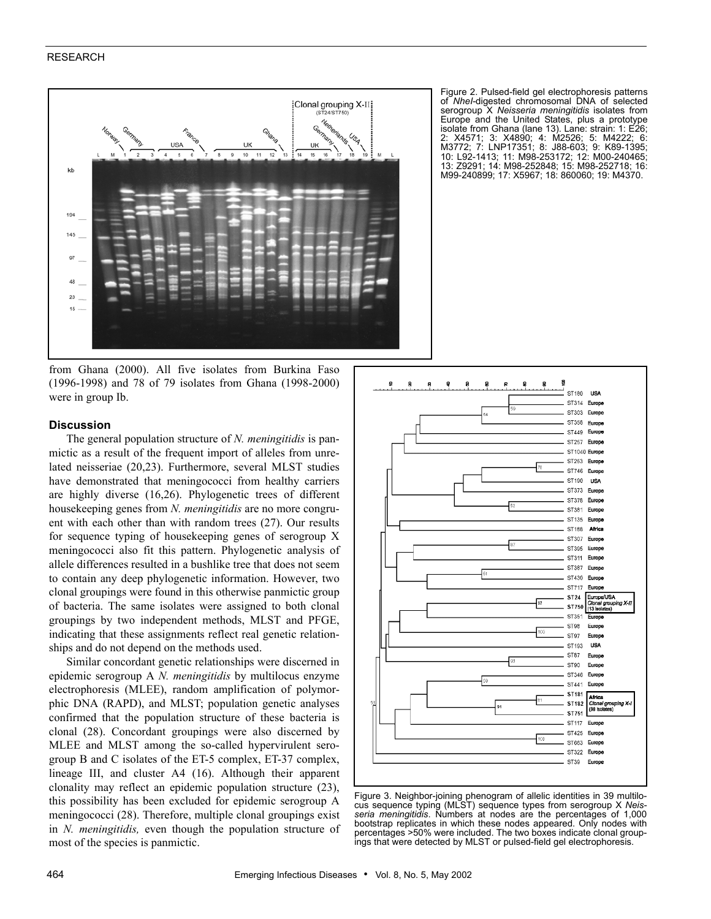Figure 2. Pulsed-field gel electrophoresis patterns of *NheI*-digested chromosomal DNA of selected serogroup X *Neisseria meningitidis* isolates from Europe and the United States, plus a prototype isolate from Ghana (lane 13). Lane: strain: 1: E26; 2: X4571; 3: X4890; 4: M2526; 5: M4222; 6: M3772; 7: LNP17351; 8: J88-603; 9: K89-1395; 10: L92-1413; 11: M98-253172; 12: M00-240465; 13: Z9291; 14: M98-252848; 15: M98-252718; 16: M99-240899; 17: X5967; 18: 860060; 19: M4370.

from Ghana (2000). All five isolates from Burkina Faso (1996-1998) and 78 of 79 isolates from Ghana (1998-2000) were in group Ib.

## Discussion

The general population structure of *N. meningitidis* is panmictic as a result of the frequent import of alleles from unrelated neisseriae (20,23). Furthermore, several MLST studies have demonstrated that meningococci from healthy carriers are highly diverse (16,26). Phylogenetic trees of different housekeeping genes from *N. meningitidis* are no more congruent with each other than with random trees (27). Our results for sequence typing of housekeeping genes of serogroup X meningococci also fit this pattern. Phylogenetic analysis of allele differences resulted in a bushlike tree that does not seem to contain any deep phylogenetic information. However, two clonal groupings were found in this otherwise panmictic group of bacteria. The same isolates were assigned to both clonal groupings by two independent methods, MLST and PFGE, indicating that these assignments reflect real genetic relationships and do not depend on the methods used.

Similar concordant genetic relationships were discerned in epidemic serogroup A *N. meningitidis* by multilocus enzyme electrophoresis (MLEE), random amplification of polymorphic DNA (RAPD), and MLST; population genetic analyses confirmed that the population structure of these bacteria is clonal (28). Concordant groupings were also discerned by MLEE and MLST among the so-called hypervirulent serogroup B and C isolates of the ET-5 complex, ET-37 complex, lineage III, and cluster A4 (16). Although their apparent clonality may reflect an epidemic population structure (23), this possibility has been excluded for epidemic serogroup A meningococci (28). Therefore, multiple clonal groupings exist in *N. meningitidis,* even though the population structure of most of the species is panmictic.

Figure 3. Neighbor-joining phenogram of allelic identities in 39 multilocus sequence typing (MLST) sequence types from serogroup X *Neisseria meningitidis*. Numbers at nodes are the percentages of 1,000 bootstrap replicates in which these nodes appeared. Only nodes with percentages >50% were included. The two boxes indicate clonal groupings that were detected by MLST or pulsed-field gel electrophoresis.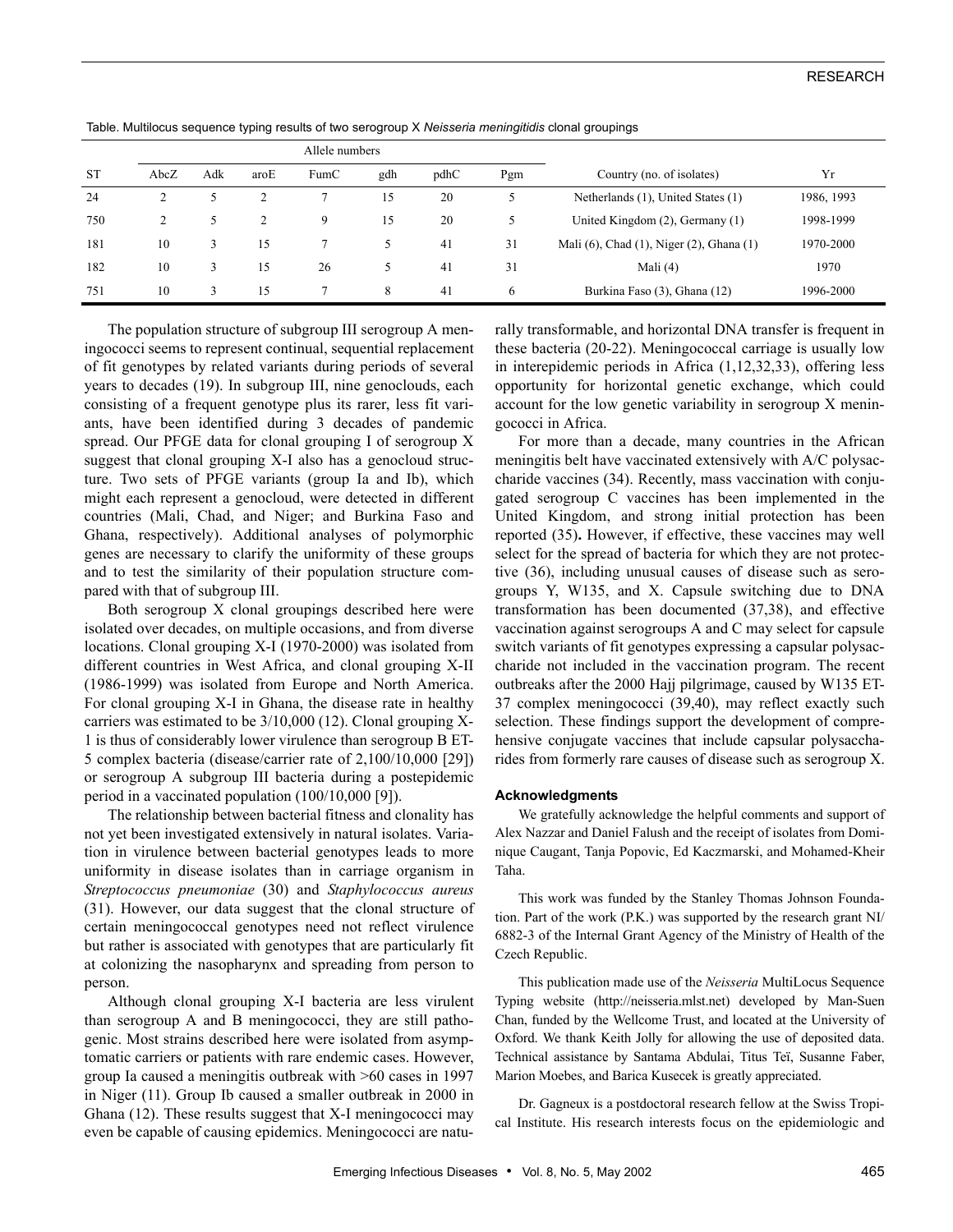Table. Multilocus sequence typing results of two serogroup X *Neisseria meningitidis* clonal groupings

| ST | Allele numbers | | | | | | | Country (no. of isolates) | Yr |
|---|---|---|---|---|---|---|---|---|---|
| | AbcZ | Adk | aroE | FumC | gdh | pdhC | Pgm | | |
| 24 | 2 | 5 | 2 | 7 | 15 | 20 | 5 | Netherlands (1), United States (1) | 1986, 1993 |
| 750 | 2 | 5 | 2 | 9 | 15 | 20 | 5 | United Kingdom (2), Germany (1) | 1998-1999 |
| 181 | 10 | 3 | 15 | 7 | 5 | 41 | 31 | Mali (6), Chad (1), Niger (2), Ghana (1) | 1970-2000 |
| 182 | 10 | 3 | 15 | 26 | 5 | 41 | 31 | Mali (4) | 1970 |
| 751 | 10 | 3 | 15 | 7 | 8 | 41 | 6 | Burkina Faso (3), Ghana (12) | 1996-2000 |

The population structure of subgroup III serogroup A meningococci seems to represent continual, sequential replacement of fit genotypes by related variants during periods of several years to decades (19). In subgroup III, nine genoclouds, each consisting of a frequent genotype plus its rarer, less fit variants, have been identified during 3 decades of pandemic spread. Our PFGE data for clonal grouping I of serogroup X suggest that clonal grouping X-I also has a genocloud structure. Two sets of PFGE variants (group Ia and Ib), which might each represent a genocloud, were detected in different countries (Mali, Chad, and Niger; and Burkina Faso and Ghana, respectively). Additional analyses of polymorphic genes are necessary to clarify the uniformity of these groups and to test the similarity of their population structure compared with that of subgroup III.

Both serogroup X clonal groupings described here were isolated over decades, on multiple occasions, and from diverse locations. Clonal grouping X-I (1970-2000) was isolated from different countries in West Africa, and clonal grouping X-II (1986-1999) was isolated from Europe and North America. For clonal grouping X-I in Ghana, the disease rate in healthy carriers was estimated to be 3/10,000 (12). Clonal grouping X-1 is thus of considerably lower virulence than serogroup B ET-5 complex bacteria (disease/carrier rate of 2,100/10,000 [29]) or serogroup A subgroup III bacteria during a postepidemic period in a vaccinated population (100/10,000 [9]).

The relationship between bacterial fitness and clonality has not yet been investigated extensively in natural isolates. Variation in virulence between bacterial genotypes leads to more uniformity in disease isolates than in carriage organism in *Streptococcus pneumoniae* (30) and *Staphylococcus aureus* (31). However, our data suggest that the clonal structure of certain meningococcal genotypes need not reflect virulence but rather is associated with genotypes that are particularly fit at colonizing the nasopharynx and spreading from person to person.

Although clonal grouping X-I bacteria are less virulent than serogroup A and B meningococci, they are still pathogenic. Most strains described here were isolated from asymptomatic carriers or patients with rare endemic cases. However, group Ia caused a meningitis outbreak with >60 cases in 1997 in Niger (11). Group Ib caused a smaller outbreak in 2000 in Ghana (12). These results suggest that X-I meningococci may even be capable of causing epidemics. Meningococci are naturally transformable, and horizontal DNA transfer is frequent in these bacteria (20-22). Meningococcal carriage is usually low in interepidemic periods in Africa (1,12,32,33), offering less opportunity for horizontal genetic exchange, which could account for the low genetic variability in serogroup X meningococci in Africa.

For more than a decade, many countries in the African meningitis belt have vaccinated extensively with A/C polysaccharide vaccines (34). Recently, mass vaccination with conjugated serogroup C vaccines has been implemented in the United Kingdom, and strong initial protection has been reported (35). However, if effective, these vaccines may well select for the spread of bacteria for which they are not protective (36), including unusual causes of disease such as serogroups Y, W135, and X. Capsule switching due to DNA transformation has been documented (37,38), and effective vaccination against serogroups A and C may select for capsule switch variants of fit genotypes expressing a capsular polysaccharide not included in the vaccination program. The recent outbreaks after the 2000 Hajj pilgrimage, caused by W135 ET-37 complex meningococci (39,40), may reflect exactly such selection. These findings support the development of comprehensive conjugate vaccines that include capsular polysaccharides from formerly rare causes of disease such as serogroup X.

### Acknowledgments

We gratefully acknowledge the helpful comments and support of Alex Nazzar and Daniel Falush and the receipt of isolates from Dominique Caugant, Tanja Popovic, Ed Kaczmarski, and Mohamed-Kheir Taha.

This work was funded by the Stanley Thomas Johnson Foundation. Part of the work (P.K.) was supported by the research grant NI/6882-3 of the Internal Grant Agency of the Ministry of Health of the Czech Republic.

This publication made use of the *Neisseria* MultiLocus Sequence Typing website (http://neisseria.mlst.net) developed by Man-Suen Chan, funded by the Wellcome Trust, and located at the University of Oxford. We thank Keith Jolly for allowing the use of deposited data. Technical assistance by Santama Abdulai, Titus Teï, Susanne Faber, Marion Moebes, and Barica Kusecek is greatly appreciated.

Dr. Gagneux is a postdoctoral research fellow at the Swiss Tropical Institute. His research interests focus on the epidemiologic and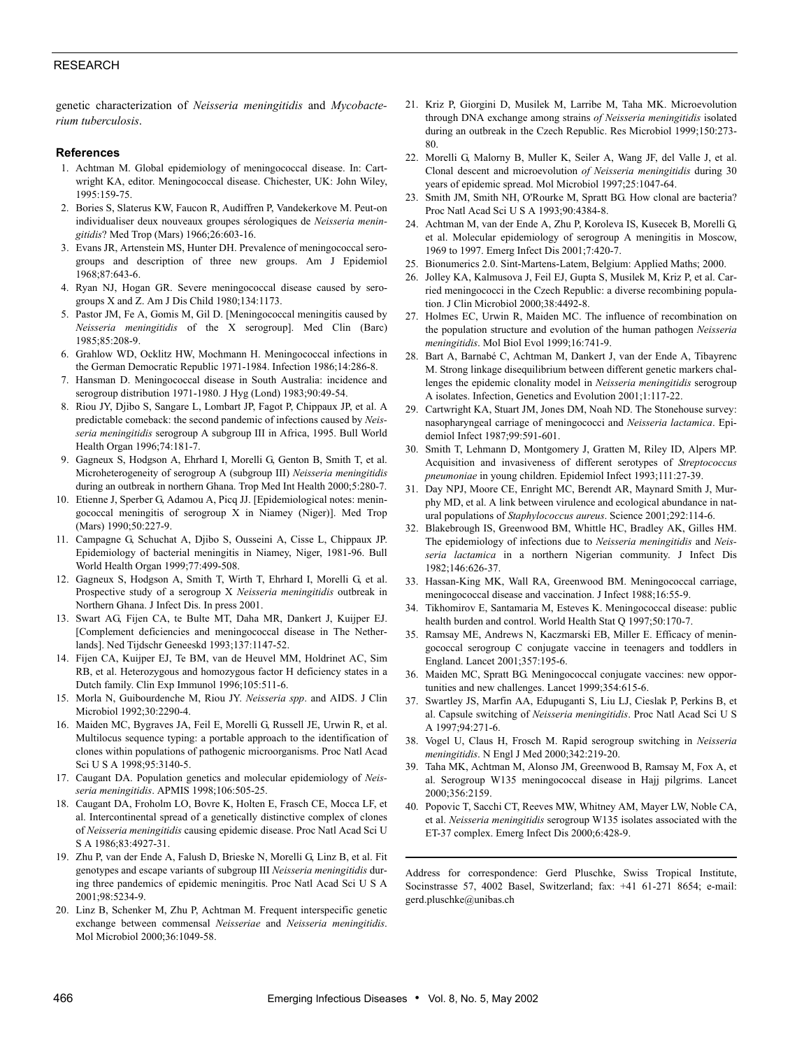genetic characterization of *Neisseria meningitidis* and *Mycobacterium tuberculosis*.

### References

1. Achtman M. Global epidemiology of meningococcal disease. In: Cartwright KA, editor. Meningococcal disease. Chichester, UK: John Wiley, 1995:159-75.
2. Bories S, Slaterus KW, Faucon R, Audiffren P, Vandekerkove M. Peut-on individualiser deux nouveaux groupes sérologiques de *Neisseria meningitidis*? Med Trop (Mars) 1966;26:603-16.
3. Evans JR, Artenstein MS, Hunter DH. Prevalence of meningococcal serogroups and description of three new groups. Am J Epidemiol 1968;87:643-6.
4. Ryan NJ, Hogan GR. Severe meningococcal disease caused by serogroups X and Z. Am J Dis Child 1980;134:1173.
5. Pastor JM, Fe A, Gomis M, Gil D. [Meningococcal meningitis caused by *Neisseria meningitidis* of the X serogroup]. Med Clin (Barc) 1985;85:208-9.
6. Grahlow WD, Ocklitz HW, Mochmann H. Meningococcal infections in the German Democratic Republic 1971-1984. Infection 1986;14:286-8.
7. Hansman D. Meningococcal disease in South Australia: incidence and serogroup distribution 1971-1980. J Hyg (Lond) 1983;90:49-54.
8. Riou JY, Djibo S, Sangare L, Lombart JP, Fagot P, Chippaux JP, et al. A predictable comeback: the second pandemic of infections caused by *Neisseria meningitidis* serogroup A subgroup III in Africa, 1995. Bull World Health Organ 1996;74:181-7.
9. Gagneux S, Hodgson A, Ehrhard I, Morelli G, Genton B, Smith T, et al. Microheterogeneity of serogroup A (subgroup III) *Neisseria meningitidis* during an outbreak in northern Ghana. Trop Med Int Health 2000;5:280-7.
10. Etienne J, Sperber G, Adamou A, Picq JJ. [Epidemiological notes: meningococcal meningitis of serogroup X in Niamey (Niger)]. Med Trop (Mars) 1990;50:227-9.
11. Campagne G, Schuchat A, Djibo S, Ousseini A, Cisse L, Chippaux JP. Epidemiology of bacterial meningitis in Niamey, Niger, 1981-96. Bull World Health Organ 1999;77:499-508.
12. Gagneux S, Hodgson A, Smith T, Wirth T, Ehrhard I, Morelli G, et al. Prospective study of a serogroup X *Neisseria meningitidis* outbreak in Northern Ghana. J Infect Dis. In press 2001.
13. Swart AG, Fijen CA, te Bulte MT, Daha MR, Dankert J, Kuijper EJ. [Complement deficiencies and meningococcal disease in The Netherlands]. Ned Tijdschr Geneeskd 1993;137:1147-52.
14. Fijen CA, Kuijper EJ, Te BM, van de Heuvel MM, Holdrinet AC, Sim RB, et al. Heterozygous and homozygous factor H deficiency states in a Dutch family. Clin Exp Immunol 1996;105:511-6.
15. Morla N, Guibourdenche M, Riou JY. *Neisseria spp*. and AIDS. J Clin Microbiol 1992;30:2290-4.
16. Maiden MC, Bygraves JA, Feil E, Morelli G, Russell JE, Urwin R, et al. Multilocus sequence typing: a portable approach to the identification of clones within populations of pathogenic microorganisms. Proc Natl Acad Sci U S A 1998;95:3140-5.
17. Caugant DA. Population genetics and molecular epidemiology of *Neisseria meningitidis*. APMIS 1998;106:505-25.
18. Caugant DA, Froholm LO, Bovre K, Holten E, Frasch CE, Mocca LF, et al. Intercontinental spread of a genetically distinctive complex of clones of *Neisseria meningitidis* causing epidemic disease. Proc Natl Acad Sci U S A 1986;83:4927-31.
19. Zhu P, van der Ende A, Falush D, Brieske N, Morelli G, Linz B, et al. Fit genotypes and escape variants of subgroup III *Neisseria meningitidis* during three pandemics of epidemic meningitis. Proc Natl Acad Sci U S A 2001;98:5234-9.
20. Linz B, Schenker M, Zhu P, Achtman M. Frequent interspecific genetic exchange between commensal *Neisseriae* and *Neisseria meningitidis*. Mol Microbiol 2000;36:1049-58.
21. Kriz P, Giorgini D, Musilek M, Larribe M, Taha MK. Microevolution through DNA exchange among strains *of Neisseria meningitidis* isolated during an outbreak in the Czech Republic. Res Microbiol 1999;150:273-80.
22. Morelli G, Malorny B, Muller K, Seiler A, Wang JF, del Valle J, et al. Clonal descent and microevolution *of Neisseria meningitidis* during 30 years of epidemic spread. Mol Microbiol 1997;25:1047-64.
23. Smith JM, Smith NH, O'Rourke M, Spratt BG. How clonal are bacteria? Proc Natl Acad Sci U S A 1993;90:4384-8.
24. Achtman M, van der Ende A, Zhu P, Koroleva IS, Kusecek B, Morelli G, et al. Molecular epidemiology of serogroup A meningitis in Moscow, 1969 to 1997. Emerg Infect Dis 2001;7:420-7.
25. Bionumerics 2.0. Sint-Martens-Latem, Belgium: Applied Maths; 2000.
26. Jolley KA, Kalmusova J, Feil EJ, Gupta S, Musilek M, Kriz P, et al. Carried meningococci in the Czech Republic: a diverse recombining population. J Clin Microbiol 2000;38:4492-8.
27. Holmes EC, Urwin R, Maiden MC. The influence of recombination on the population structure and evolution of the human pathogen *Neisseria meningitidis*. Mol Biol Evol 1999;16:741-9.
28. Bart A, Barnabé C, Achtman M, Dankert J, van der Ende A, Tibayrenc M. Strong linkage disequilibrium between different genetic markers challenges the epidemic clonality model in *Neisseria meningitidis* serogroup A isolates. Infection, Genetics and Evolution 2001;1:117-22.
29. Cartwright KA, Stuart JM, Jones DM, Noah ND. The Stonehouse survey: nasopharyngeal carriage of meningococci and *Neisseria lactamica*. Epidemiol Infect 1987;99:591-601.
30. Smith T, Lehmann D, Montgomery J, Gratten M, Riley ID, Alpers MP. Acquisition and invasiveness of different serotypes of *Streptococcus pneumoniae* in young children. Epidemiol Infect 1993;111:27-39.
31. Day NPJ, Moore CE, Enright MC, Berendt AR, Maynard Smith J, Murphy MD, et al. A link between virulence and ecological abundance in natural populations of *Staphylococcus aureus*. Science 2001;292:114-6.
32. Blakebrough IS, Greenwood BM, Whittle HC, Bradley AK, Gilles HM. The epidemiology of infections due to *Neisseria meningitidis* and *Neisseria lactamica* in a northern Nigerian community. J Infect Dis 1982;146:626-37.
33. Hassan-King MK, Wall RA, Greenwood BM. Meningococcal carriage, meningococcal disease and vaccination. J Infect 1988;16:55-9.
34. Tikhomirov E, Santamaria M, Esteves K. Meningococcal disease: public health burden and control. World Health Stat Q 1997;50:170-7.
35. Ramsay ME, Andrews N, Kaczmarski EB, Miller E. Efficacy of meningococcal serogroup C conjugate vaccine in teenagers and toddlers in England. Lancet 2001;357:195-6.
36. Maiden MC, Spratt BG. Meningococcal conjugate vaccines: new opportunities and new challenges. Lancet 1999;354:615-6.
37. Swartley JS, Marfin AA, Edupuganti S, Liu LJ, Cieslak P, Perkins B, et al. Capsule switching of *Neisseria meningitidis*. Proc Natl Acad Sci U S A 1997;94:271-6.
38. Vogel U, Claus H, Frosch M. Rapid serogroup switching in *Neisseria meningitidis*. N Engl J Med 2000;342:219-20.
39. Taha MK, Achtman M, Alonso JM, Greenwood B, Ramsay M, Fox A, et al. Serogroup W135 meningococcal disease in Hajj pilgrims. Lancet 2000;356:2159.
40. Popovic T, Sacchi CT, Reeves MW, Whitney AM, Mayer LW, Noble CA, et al. *Neisseria meningitidis* serogroup W135 isolates associated with the ET-37 complex. Emerg Infect Dis 2000;6:428-9.

---

Address for correspondence: Gerd Pluschke, Swiss Tropical Institute, Socinstrasse 57, 4002 Basel, Switzerland; fax: +41 61-271 8654; e-mail: gerd.pluschke@unibas.ch